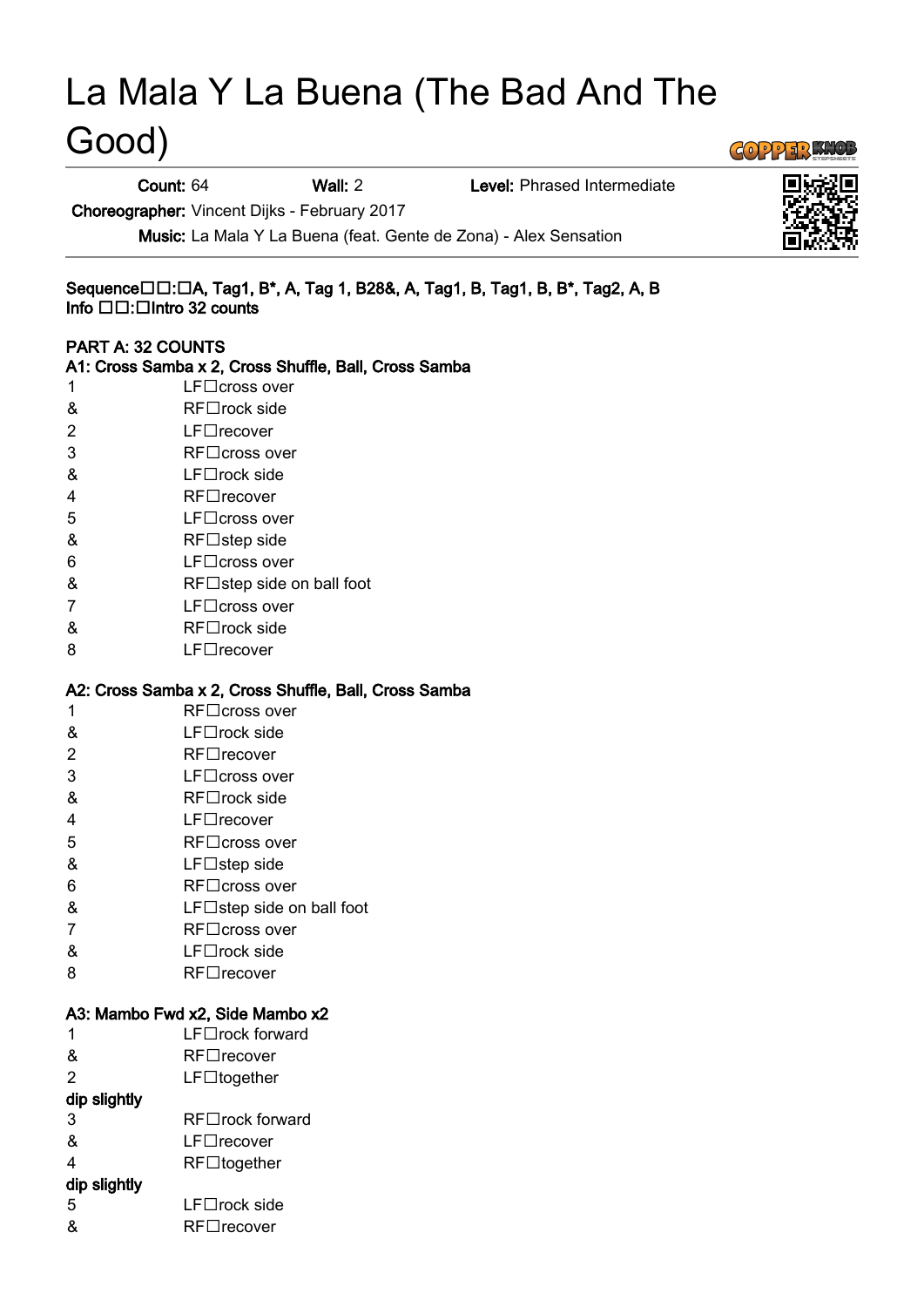# La Mala Y La Buena (The Bad And The Good)

**Count:** 64 **Wall:** 2 **Level:** Phrased Intermediate

**Choreographer:** Vincent Dijks - February 2017

**Music:** La Mala Y La Buena (feat. Gente de Zona) - Alex Sensation

**Sequence□□:□A, Tag1, B\*, A, Tag 1, B28&, A, Tag1, B, Tag1, B, B\*, Tag2, A, B**
**Info □□:□Intro 32 counts**

**PART A: 32 COUNTS**

**A1: Cross Samba x 2, Cross Shuffle, Ball, Cross Samba**

| | |
|---|---|
| 1 | LF□cross over |
| & | RF□rock side |
| 2 | LF□recover |
| 3 | RF□cross over |
| & | LF□rock side |
| 4 | RF□recover |
| 5 | LF□cross over |
| & | RF□step side |
| 6 | LF□cross over |
| & | RF□step side on ball foot |
| 7 | LF□cross over |
| & | RF□rock side |
| 8 | LF□recover |

**A2: Cross Samba x 2, Cross Shuffle, Ball, Cross Samba**

| | |
|---|---|
| 1 | RF□cross over |
| & | LF□rock side |
| 2 | RF□recover |
| 3 | LF□cross over |
| & | RF□rock side |
| 4 | LF□recover |
| 5 | RF□cross over |
| & | LF□step side |
| 6 | RF□cross over |
| & | LF□step side on ball foot |
| 7 | RF□cross over |
| & | LF□rock side |
| 8 | RF□recover |

**A3: Mambo Fwd x2, Side Mambo x2**

| | |
|---|---|
| 1 | LF□rock forward |
| & | RF□recover |
| 2 | LF□together |
| **dip slightly** | |
| 3 | RF□rock forward |
| & | LF□recover |
| 4 | RF□together |
| **dip slightly** | |
| 5 | LF□rock side |
| & | RF□recover |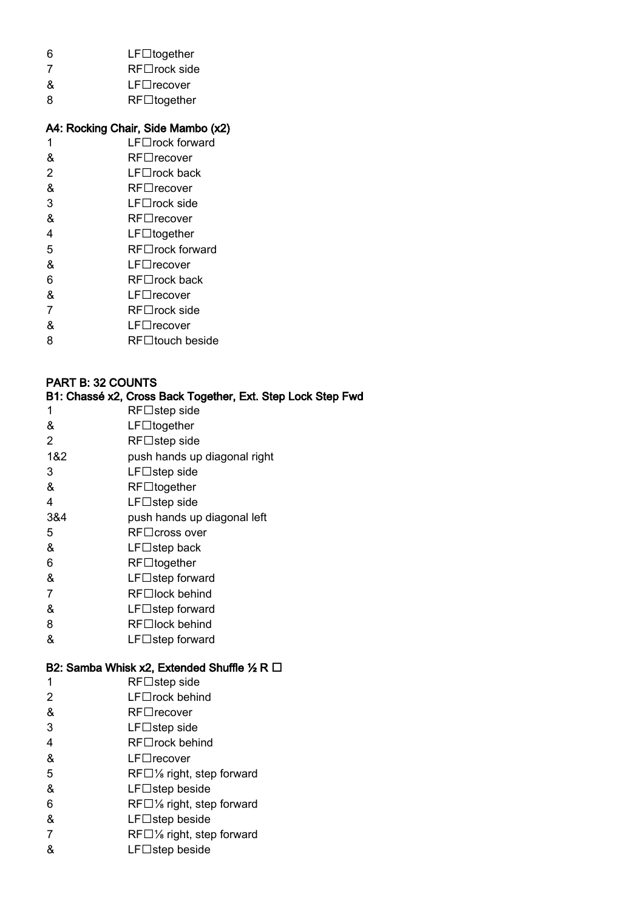| | |
|---|---|
| 6 | LF□together |
| 7 | RF□rock side |
| & | LF□recover |
| 8 | RF□together |

**A4: Rocking Chair, Side Mambo (x2)**

| | |
|---|---|
| 1 | LF□rock forward |
| & | RF□recover |
| 2 | LF□rock back |
| & | RF□recover |
| 3 | LF□rock side |
| & | RF□recover |
| 4 | LF□together |
| 5 | RF□rock forward |
| & | LF□recover |
| 6 | RF□rock back |
| & | LF□recover |
| 7 | RF□rock side |
| & | LF□recover |
| 8 | RF□touch beside |

**PART B: 32 COUNTS**

**B1: Chassé x2, Cross Back Together, Ext. Step Lock Step Fwd**

| | |
|---|---|
| 1 | RF□step side |
| & | LF□together |
| 2 | RF□step side |
| 1&2 | push hands up diagonal right |
| 3 | LF□step side |
| & | RF□together |
| 4 | LF□step side |
| 3&4 | push hands up diagonal left |
| 5 | RF□cross over |
| & | LF□step back |
| 6 | RF□together |
| & | LF□step forward |
| 7 | RF□lock behind |
| & | LF□step forward |
| 8 | RF□lock behind |
| & | LF□step forward |

**B2: Samba Whisk x2, Extended Shuffle ½ R □**

| | |
|---|---|
| 1 | RF□step side |
| 2 | LF□rock behind |
| & | RF□recover |
| 3 | LF□step side |
| 4 | RF□rock behind |
| & | LF□recover |
| 5 | RF□⅛ right, step forward |
| & | LF□step beside |
| 6 | RF□⅛ right, step forward |
| & | LF□step beside |
| 7 | RF□⅛ right, step forward |
| & | LF□step beside |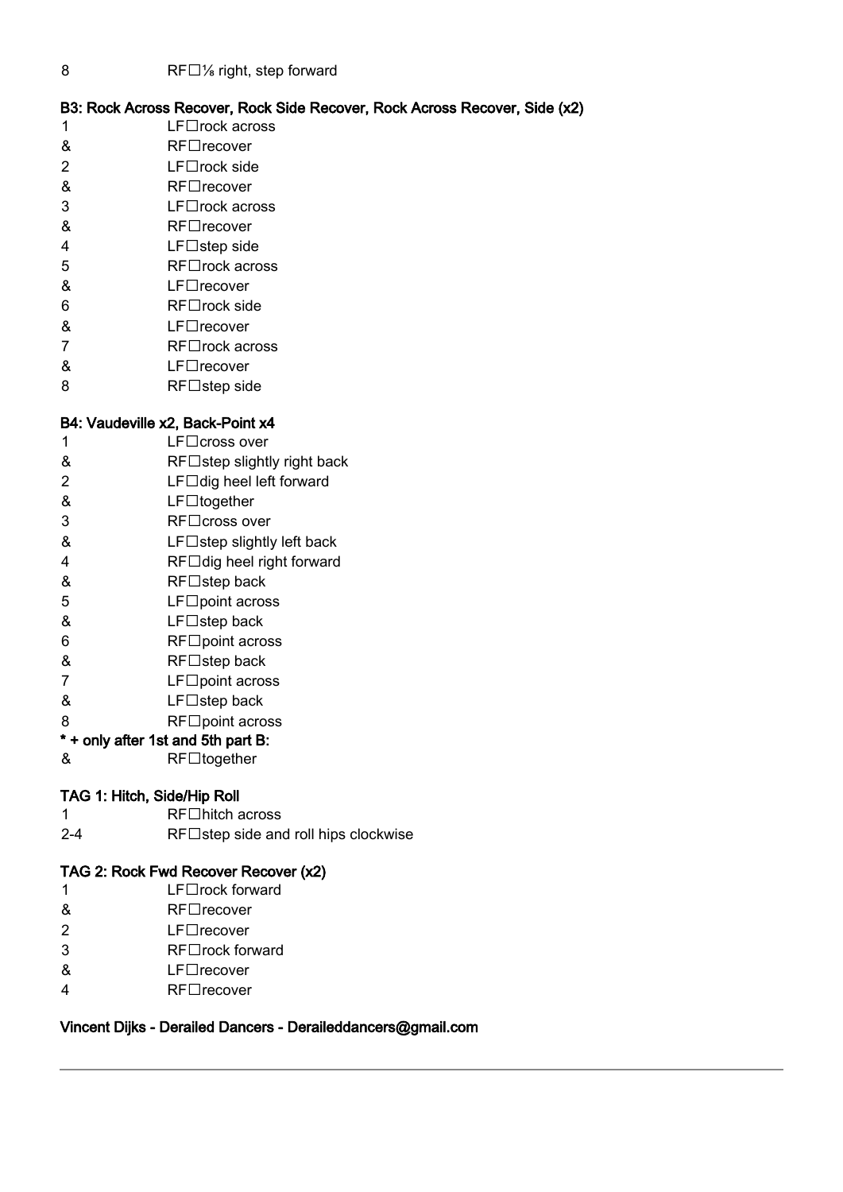8 RF□⅛ right, step forward

**B3: Rock Across Recover, Rock Side Recover, Rock Across Recover, Side (x2)**

| | |
|---|---|
| 1 | LF□rock across |
| & | RF□recover |
| 2 | LF□rock side |
| & | RF□recover |
| 3 | LF□rock across |
| & | RF□recover |
| 4 | LF□step side |
| 5 | RF□rock across |
| & | LF□recover |
| 6 | RF□rock side |
| & | LF□recover |
| 7 | RF□rock across |
| & | LF□recover |
| 8 | RF□step side |

**B4: Vaudeville x2, Back-Point x4**

| | |
|---|---|
| 1 | LF□cross over |
| & | RF□step slightly right back |
| 2 | LF□dig heel left forward |
| & | LF□together |
| 3 | RF□cross over |
| & | LF□step slightly left back |
| 4 | RF□dig heel right forward |
| & | RF□step back |
| 5 | LF□point across |
| & | LF□step back |
| 6 | RF□point across |
| & | RF□step back |
| 7 | LF□point across |
| & | LF□step back |
| 8 | RF□point across |

**\* + only after 1st and 5th part B:**

& RF□together

**TAG 1: Hitch, Side/Hip Roll**

| | |
|---|---|
| 1 | RF□hitch across |
| 2-4 | RF□step side and roll hips clockwise |

**TAG 2: Rock Fwd Recover Recover (x2)**

| | |
|---|---|
| 1 | LF□rock forward |
| & | RF□recover |
| 2 | LF□recover |
| 3 | RF□rock forward |
| & | LF□recover |
| 4 | RF□recover |

**Vincent Dijks - Derailed Dancers - Deraileddancers@gmail.com**